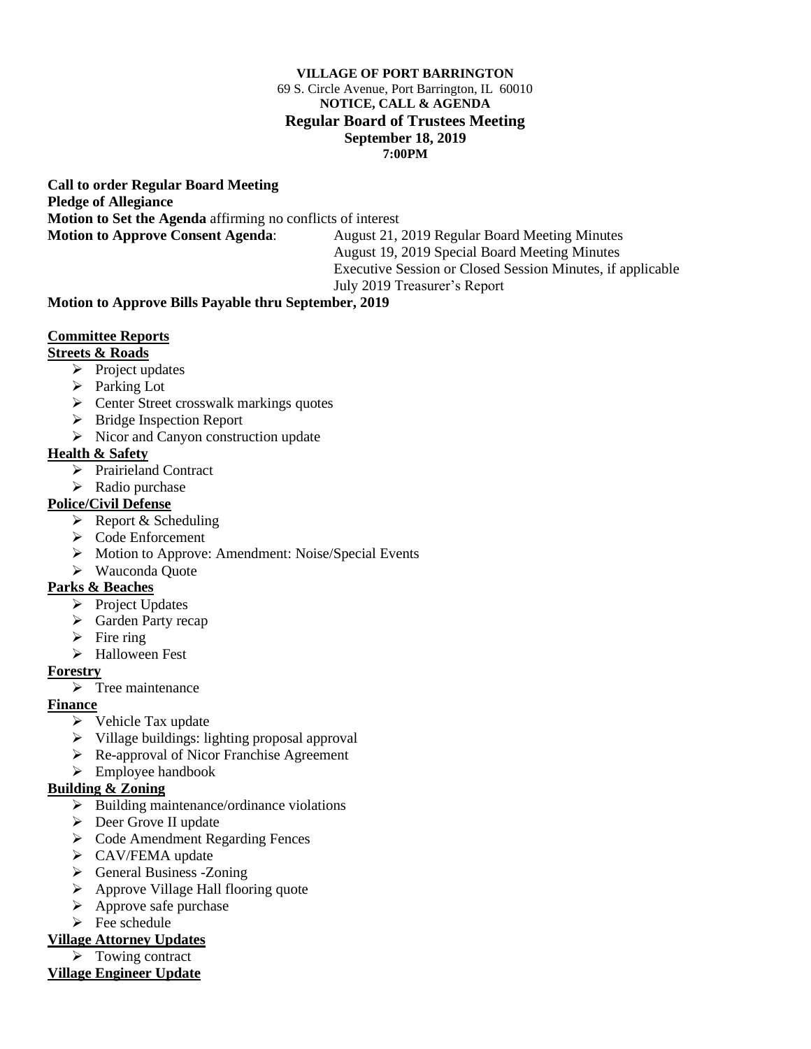**VILLAGE OF PORT BARRINGTON**
69 S. Circle Avenue, Port Barrington, IL 60010
**NOTICE, CALL & AGENDA**
**Regular Board of Trustees Meeting**
**September 18, 2019**
**7:00PM**

**Call to order Regular Board Meeting**
**Pledge of Allegiance**
**Motion to Set the Agenda** affirming no conflicts of interest
**Motion to Approve Consent Agenda**:
- August 21, 2019 Regular Board Meeting Minutes
- August 19, 2019 Special Board Meeting Minutes
- Executive Session or Closed Session Minutes, if applicable
- July 2019 Treasurer's Report

**Motion to Approve Bills Payable thru September, 2019**

**Committee Reports**

**Streets & Roads**
- Project updates
- Parking Lot
- Center Street crosswalk markings quotes
- Bridge Inspection Report
- Nicor and Canyon construction update

**Health & Safety**
- Prairieland Contract
- Radio purchase

**Police/Civil Defense**
- Report & Scheduling
- Code Enforcement
- Motion to Approve: Amendment: Noise/Special Events
- Wauconda Quote

**Parks & Beaches**
- Project Updates
- Garden Party recap
- Fire ring
- Halloween Fest

**Forestry**
- Tree maintenance

**Finance**
- Vehicle Tax update
- Village buildings: lighting proposal approval
- Re-approval of Nicor Franchise Agreement
- Employee handbook

**Building & Zoning**
- Building maintenance/ordinance violations
- Deer Grove II update
- Code Amendment Regarding Fences
- CAV/FEMA update
- General Business -Zoning
- Approve Village Hall flooring quote
- Approve safe purchase
- Fee schedule

**Village Attorney Updates**
- Towing contract

**Village Engineer Update**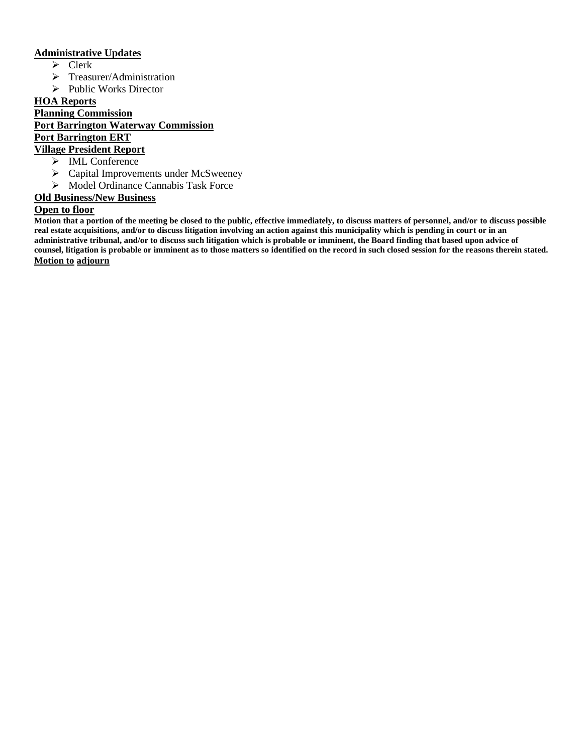**Administrative Updates**

- Clerk
- Treasurer/Administration
- Public Works Director

**HOA Reports**

**Planning Commission**

**Port Barrington Waterway Commission**

**Port Barrington ERT**

**Village President Report**

- IML Conference
- Capital Improvements under McSweeney
- Model Ordinance Cannabis Task Force

**Old Business/New Business**

**Open to floor**

**Motion that a portion of the meeting be closed to the public, effective immediately, to discuss matters of personnel, and/or to discuss possible real estate acquisitions, and/or to discuss litigation involving an action against this municipality which is pending in court or in an administrative tribunal, and/or to discuss such litigation which is probable or imminent, the Board finding that based upon advice of counsel, litigation is probable or imminent as to those matters so identified on the record in such closed session for the reasons therein stated.**

**Motion to adjourn**